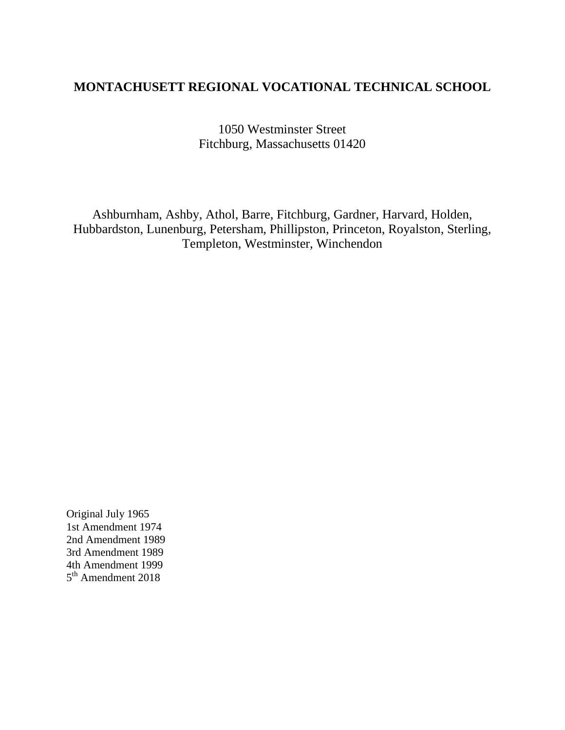# MONTACHUSETT REGIONAL VOCATIONAL TECHNICAL SCHOOL

1050 Westminster Street
Fitchburg, Massachusetts 01420

Ashburnham, Ashby, Athol, Barre, Fitchburg, Gardner, Harvard, Holden, Hubbardston, Lunenburg, Petersham, Phillipston, Princeton, Royalston, Sterling, Templeton, Westminster, Winchendon

Original July 1965
1st Amendment 1974
2nd Amendment 1989
3rd Amendment 1989
4th Amendment 1999
5th Amendment 2018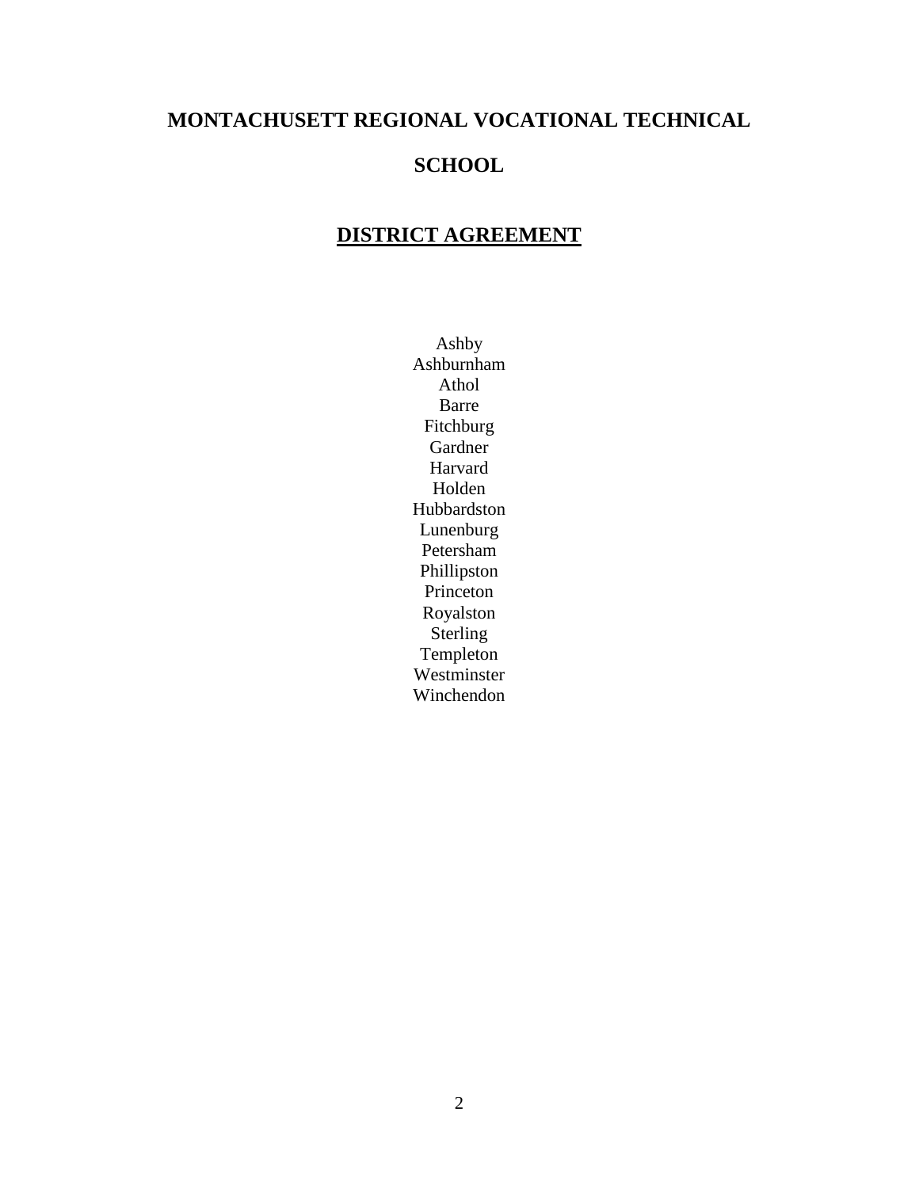# MONTACHUSETT REGIONAL VOCATIONAL TECHNICAL SCHOOL

## DISTRICT AGREEMENT

Ashby
Ashburnham
Athol
Barre
Fitchburg
Gardner
Harvard
Holden
Hubbardston
Lunenburg
Petersham
Phillipston
Princeton
Royalston
Sterling
Templeton
Westminster
Winchendon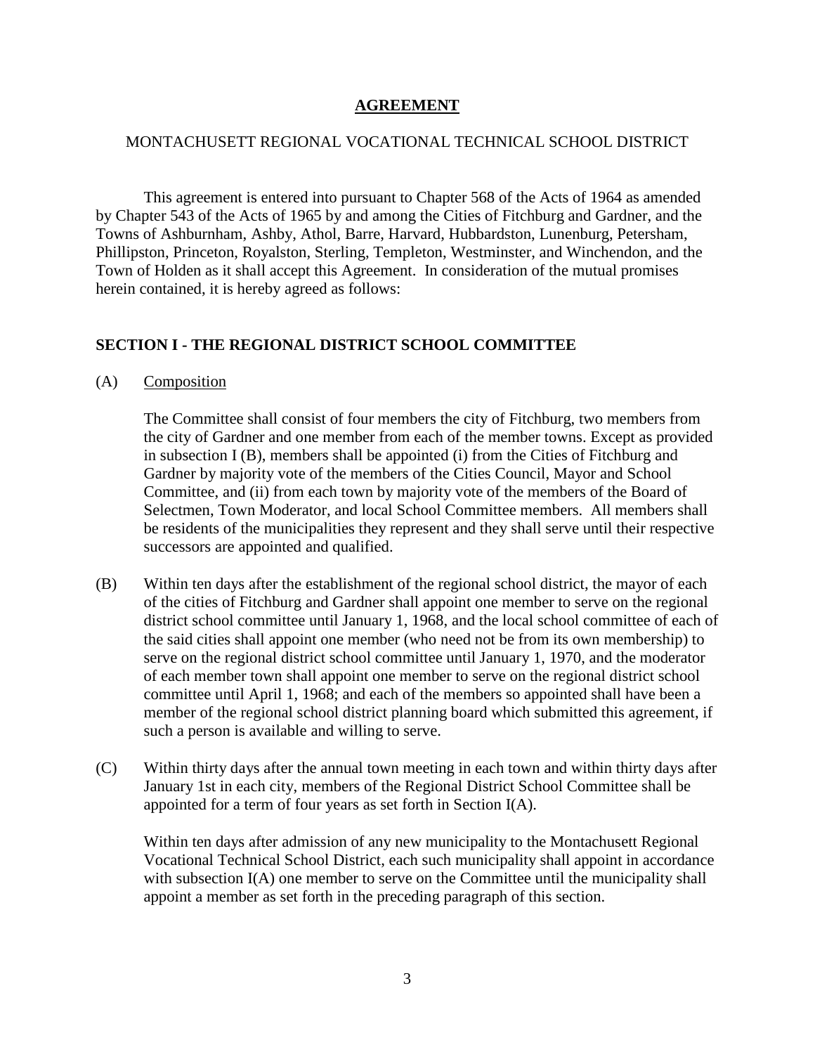# AGREEMENT

MONTACHUSETT REGIONAL VOCATIONAL TECHNICAL SCHOOL DISTRICT

This agreement is entered into pursuant to Chapter 568 of the Acts of 1964 as amended by Chapter 543 of the Acts of 1965 by and among the Cities of Fitchburg and Gardner, and the Towns of Ashburnham, Ashby, Athol, Barre, Harvard, Hubbardston, Lunenburg, Petersham, Phillipston, Princeton, Royalston, Sterling, Templeton, Westminster, and Winchendon, and the Town of Holden as it shall accept this Agreement. In consideration of the mutual promises herein contained, it is hereby agreed as follows:

## SECTION I - THE REGIONAL DISTRICT SCHOOL COMMITTEE

(A) Composition

The Committee shall consist of four members the city of Fitchburg, two members from the city of Gardner and one member from each of the member towns. Except as provided in subsection I (B), members shall be appointed (i) from the Cities of Fitchburg and Gardner by majority vote of the members of the Cities Council, Mayor and School Committee, and (ii) from each town by majority vote of the members of the Board of Selectmen, Town Moderator, and local School Committee members. All members shall be residents of the municipalities they represent and they shall serve until their respective successors are appointed and qualified.

(B) Within ten days after the establishment of the regional school district, the mayor of each of the cities of Fitchburg and Gardner shall appoint one member to serve on the regional district school committee until January 1, 1968, and the local school committee of each of the said cities shall appoint one member (who need not be from its own membership) to serve on the regional district school committee until January 1, 1970, and the moderator of each member town shall appoint one member to serve on the regional district school committee until April 1, 1968; and each of the members so appointed shall have been a member of the regional school district planning board which submitted this agreement, if such a person is available and willing to serve.

(C) Within thirty days after the annual town meeting in each town and within thirty days after January 1st in each city, members of the Regional District School Committee shall be appointed for a term of four years as set forth in Section I(A).

Within ten days after admission of any new municipality to the Montachusett Regional Vocational Technical School District, each such municipality shall appoint in accordance with subsection I(A) one member to serve on the Committee until the municipality shall appoint a member as set forth in the preceding paragraph of this section.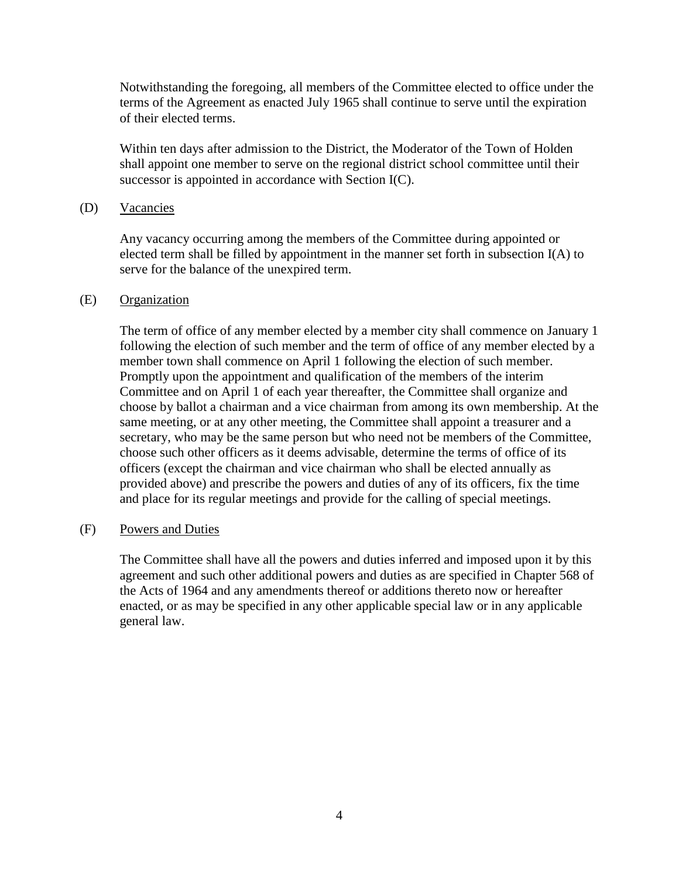Notwithstanding the foregoing, all members of the Committee elected to office under the terms of the Agreement as enacted July 1965 shall continue to serve until the expiration of their elected terms.

Within ten days after admission to the District, the Moderator of the Town of Holden shall appoint one member to serve on the regional district school committee until their successor is appointed in accordance with Section I(C).

(D) Vacancies

Any vacancy occurring among the members of the Committee during appointed or elected term shall be filled by appointment in the manner set forth in subsection I(A) to serve for the balance of the unexpired term.

(E) Organization

The term of office of any member elected by a member city shall commence on January 1 following the election of such member and the term of office of any member elected by a member town shall commence on April 1 following the election of such member. Promptly upon the appointment and qualification of the members of the interim Committee and on April 1 of each year thereafter, the Committee shall organize and choose by ballot a chairman and a vice chairman from among its own membership. At the same meeting, or at any other meeting, the Committee shall appoint a treasurer and a secretary, who may be the same person but who need not be members of the Committee, choose such other officers as it deems advisable, determine the terms of office of its officers (except the chairman and vice chairman who shall be elected annually as provided above) and prescribe the powers and duties of any of its officers, fix the time and place for its regular meetings and provide for the calling of special meetings.

(F) Powers and Duties

The Committee shall have all the powers and duties inferred and imposed upon it by this agreement and such other additional powers and duties as are specified in Chapter 568 of the Acts of 1964 and any amendments thereof or additions thereto now or hereafter enacted, or as may be specified in any other applicable special law or in any applicable general law.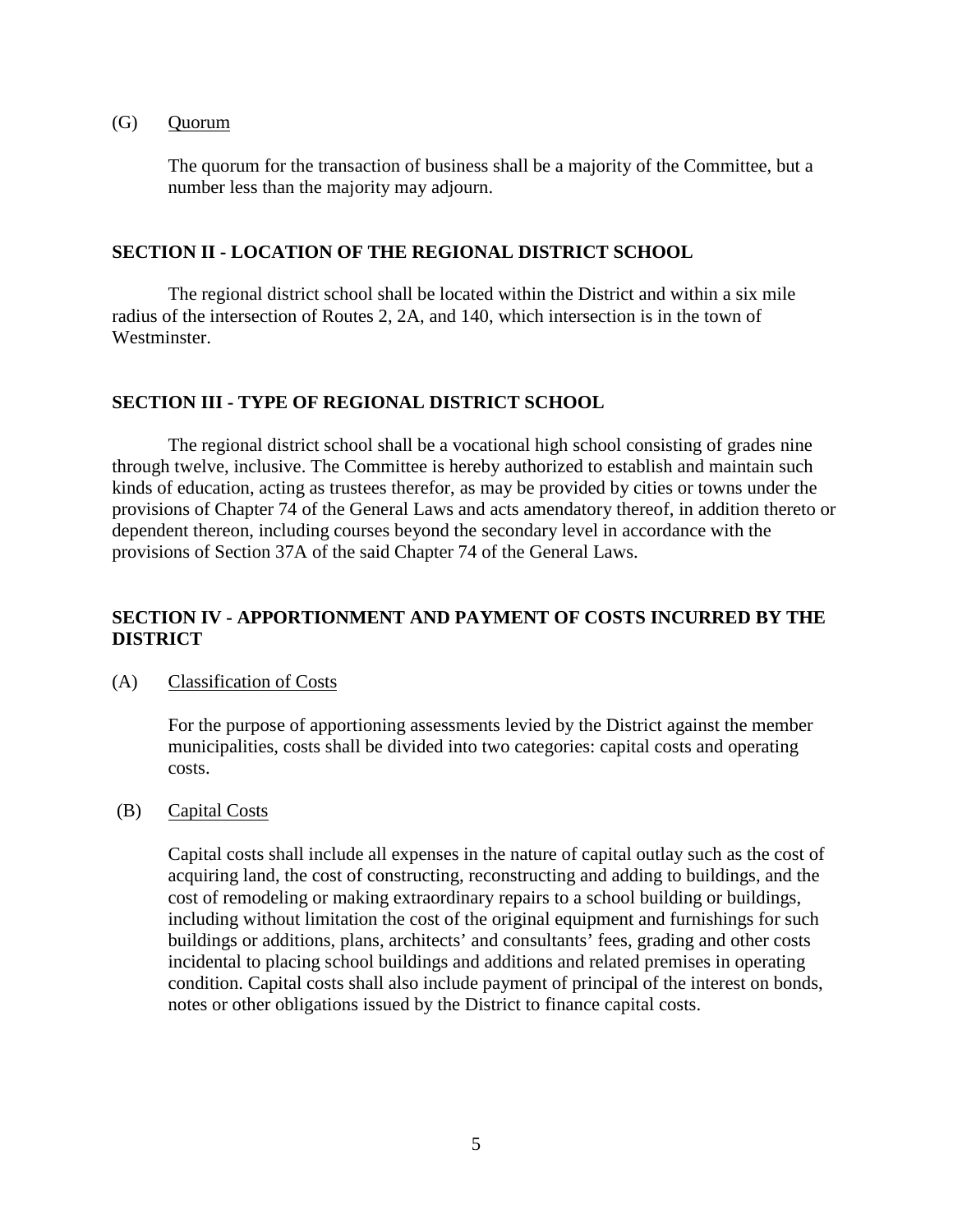(G) Quorum

The quorum for the transaction of business shall be a majority of the Committee, but a number less than the majority may adjourn.

## SECTION II - LOCATION OF THE REGIONAL DISTRICT SCHOOL

The regional district school shall be located within the District and within a six mile radius of the intersection of Routes 2, 2A, and 140, which intersection is in the town of Westminster.

## SECTION III - TYPE OF REGIONAL DISTRICT SCHOOL

The regional district school shall be a vocational high school consisting of grades nine through twelve, inclusive. The Committee is hereby authorized to establish and maintain such kinds of education, acting as trustees therefor, as may be provided by cities or towns under the provisions of Chapter 74 of the General Laws and acts amendatory thereof, in addition thereto or dependent thereon, including courses beyond the secondary level in accordance with the provisions of Section 37A of the said Chapter 74 of the General Laws.

## SECTION IV - APPORTIONMENT AND PAYMENT OF COSTS INCURRED BY THE DISTRICT

(A) Classification of Costs

For the purpose of apportioning assessments levied by the District against the member municipalities, costs shall be divided into two categories: capital costs and operating costs.

(B) Capital Costs

Capital costs shall include all expenses in the nature of capital outlay such as the cost of acquiring land, the cost of constructing, reconstructing and adding to buildings, and the cost of remodeling or making extraordinary repairs to a school building or buildings, including without limitation the cost of the original equipment and furnishings for such buildings or additions, plans, architects' and consultants' fees, grading and other costs incidental to placing school buildings and additions and related premises in operating condition. Capital costs shall also include payment of principal of the interest on bonds, notes or other obligations issued by the District to finance capital costs.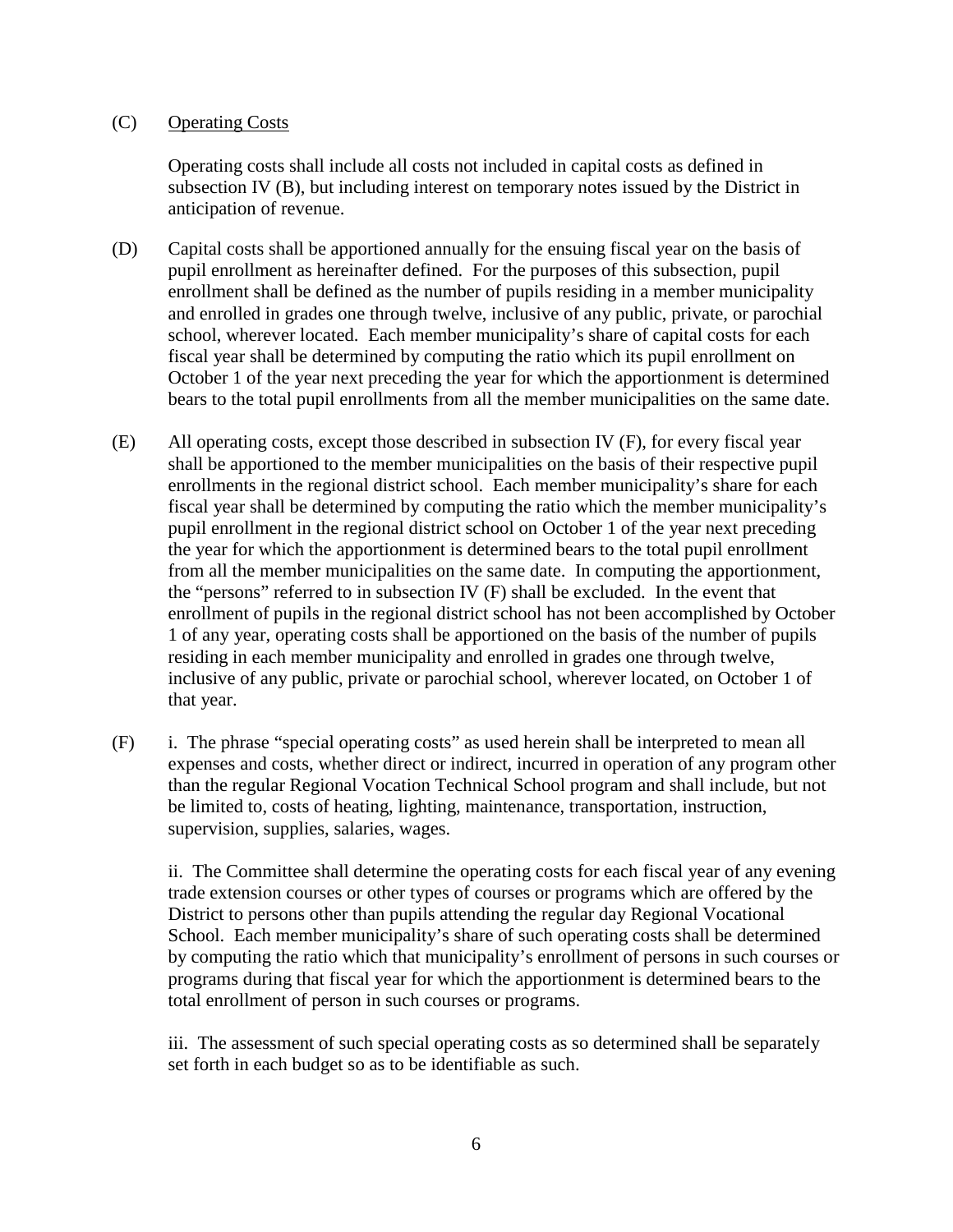(C) <u>Operating Costs</u>

Operating costs shall include all costs not included in capital costs as defined in subsection IV (B), but including interest on temporary notes issued by the District in anticipation of revenue.

(D) Capital costs shall be apportioned annually for the ensuing fiscal year on the basis of pupil enrollment as hereinafter defined. For the purposes of this subsection, pupil enrollment shall be defined as the number of pupils residing in a member municipality and enrolled in grades one through twelve, inclusive of any public, private, or parochial school, wherever located. Each member municipality's share of capital costs for each fiscal year shall be determined by computing the ratio which its pupil enrollment on October 1 of the year next preceding the year for which the apportionment is determined bears to the total pupil enrollments from all the member municipalities on the same date.

(E) All operating costs, except those described in subsection IV (F), for every fiscal year shall be apportioned to the member municipalities on the basis of their respective pupil enrollments in the regional district school. Each member municipality's share for each fiscal year shall be determined by computing the ratio which the member municipality's pupil enrollment in the regional district school on October 1 of the year next preceding the year for which the apportionment is determined bears to the total pupil enrollment from all the member municipalities on the same date. In computing the apportionment, the "persons" referred to in subsection IV (F) shall be excluded. In the event that enrollment of pupils in the regional district school has not been accomplished by October 1 of any year, operating costs shall be apportioned on the basis of the number of pupils residing in each member municipality and enrolled in grades one through twelve, inclusive of any public, private or parochial school, wherever located, on October 1 of that year.

(F) i. The phrase "special operating costs" as used herein shall be interpreted to mean all expenses and costs, whether direct or indirect, incurred in operation of any program other than the regular Regional Vocation Technical School program and shall include, but not be limited to, costs of heating, lighting, maintenance, transportation, instruction, supervision, supplies, salaries, wages.

ii. The Committee shall determine the operating costs for each fiscal year of any evening trade extension courses or other types of courses or programs which are offered by the District to persons other than pupils attending the regular day Regional Vocational School. Each member municipality's share of such operating costs shall be determined by computing the ratio which that municipality's enrollment of persons in such courses or programs during that fiscal year for which the apportionment is determined bears to the total enrollment of person in such courses or programs.

iii. The assessment of such special operating costs as so determined shall be separately set forth in each budget so as to be identifiable as such.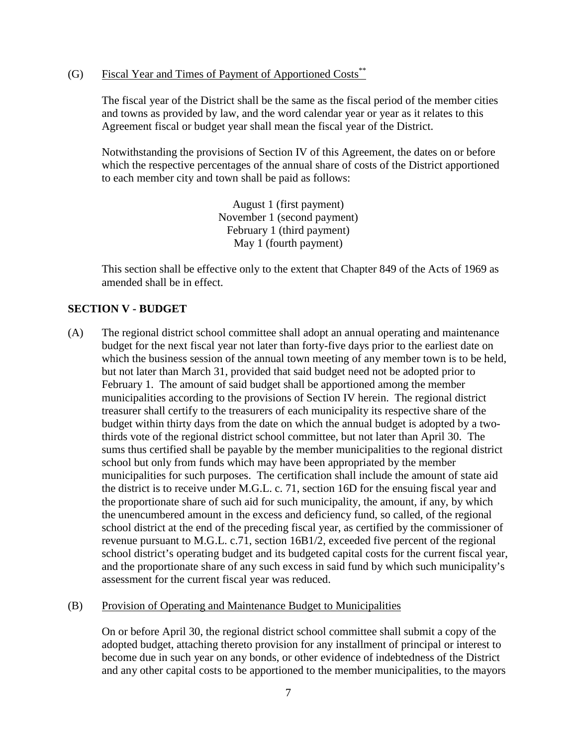(G) <u>Fiscal Year and Times of Payment of Apportioned Costs</u>[**]

The fiscal year of the District shall be the same as the fiscal period of the member cities and towns as provided by law, and the word calendar year or year as it relates to this Agreement fiscal or budget year shall mean the fiscal year of the District.

Notwithstanding the provisions of Section IV of this Agreement, the dates on or before which the respective percentages of the annual share of costs of the District apportioned to each member city and town shall be paid as follows:

August 1 (first payment)
November 1 (second payment)
February 1 (third payment)
May 1 (fourth payment)

This section shall be effective only to the extent that Chapter 849 of the Acts of 1969 as amended shall be in effect.

**SECTION V - BUDGET**

(A) The regional district school committee shall adopt an annual operating and maintenance budget for the next fiscal year not later than forty-five days prior to the earliest date on which the business session of the annual town meeting of any member town is to be held, but not later than March 31, provided that said budget need not be adopted prior to February 1. The amount of said budget shall be apportioned among the member municipalities according to the provisions of Section IV herein. The regional district treasurer shall certify to the treasurers of each municipality its respective share of the budget within thirty days from the date on which the annual budget is adopted by a two-thirds vote of the regional district school committee, but not later than April 30. The sums thus certified shall be payable by the member municipalities to the regional district school but only from funds which may have been appropriated by the member municipalities for such purposes. The certification shall include the amount of state aid the district is to receive under M.G.L. c. 71, section 16D for the ensuing fiscal year and the proportionate share of such aid for such municipality, the amount, if any, by which the unencumbered amount in the excess and deficiency fund, so called, of the regional school district at the end of the preceding fiscal year, as certified by the commissioner of revenue pursuant to M.G.L. c.71, section 16B1/2, exceeded five percent of the regional school district's operating budget and its budgeted capital costs for the current fiscal year, and the proportionate share of any such excess in said fund by which such municipality's assessment for the current fiscal year was reduced.

(B) <u>Provision of Operating and Maintenance Budget to Municipalities</u>

On or before April 30, the regional district school committee shall submit a copy of the adopted budget, attaching thereto provision for any installment of principal or interest to become due in such year on any bonds, or other evidence of indebtedness of the District and any other capital costs to be apportioned to the member municipalities, to the mayors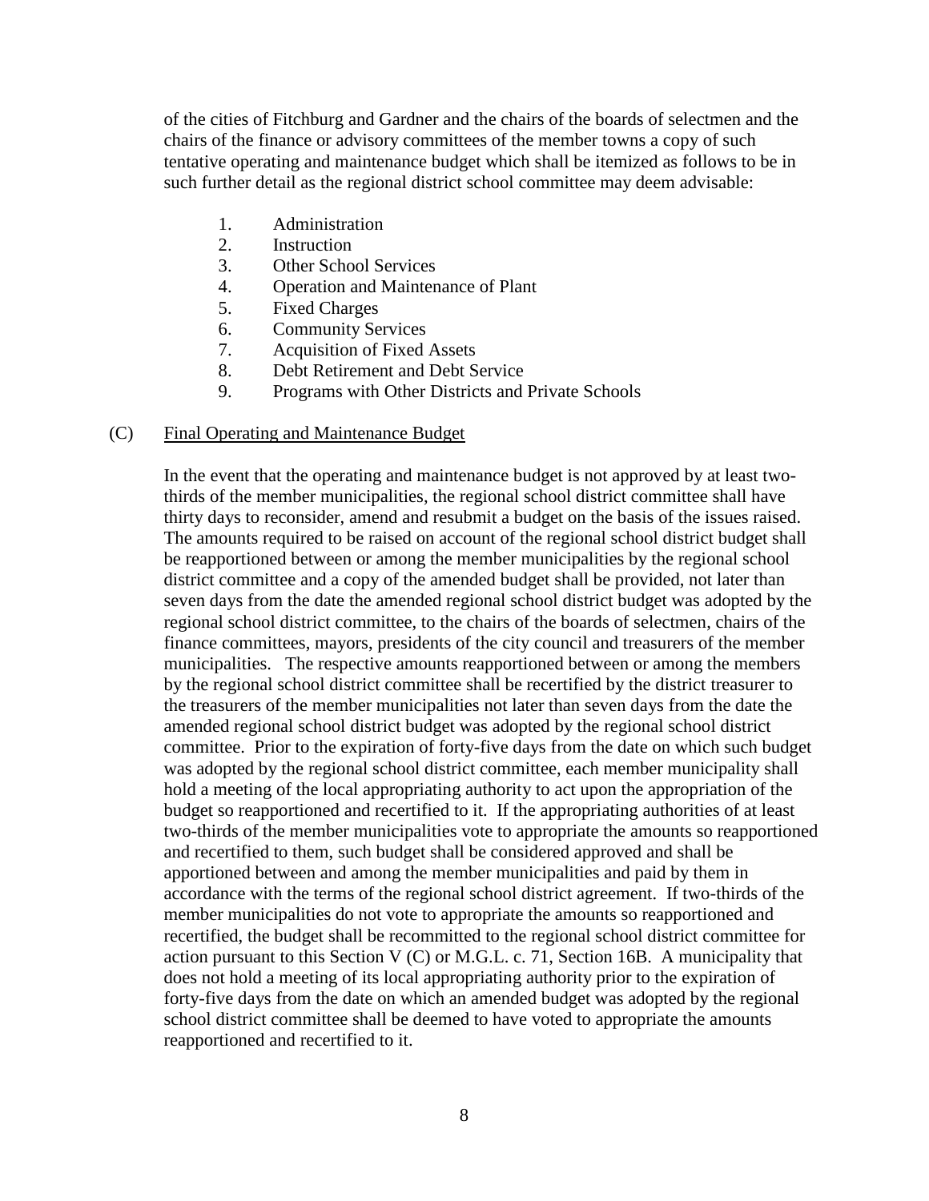of the cities of Fitchburg and Gardner and the chairs of the boards of selectmen and the chairs of the finance or advisory committees of the member towns a copy of such tentative operating and maintenance budget which shall be itemized as follows to be in such further detail as the regional district school committee may deem advisable:

1. Administration
2. Instruction
3. Other School Services
4. Operation and Maintenance of Plant
5. Fixed Charges
6. Community Services
7. Acquisition of Fixed Assets
8. Debt Retirement and Debt Service
9. Programs with Other Districts and Private Schools

(C) Final Operating and Maintenance Budget

In the event that the operating and maintenance budget is not approved by at least two-thirds of the member municipalities, the regional school district committee shall have thirty days to reconsider, amend and resubmit a budget on the basis of the issues raised. The amounts required to be raised on account of the regional school district budget shall be reapportioned between or among the member municipalities by the regional school district committee and a copy of the amended budget shall be provided, not later than seven days from the date the amended regional school district budget was adopted by the regional school district committee, to the chairs of the boards of selectmen, chairs of the finance committees, mayors, presidents of the city council and treasurers of the member municipalities. The respective amounts reapportioned between or among the members by the regional school district committee shall be recertified by the district treasurer to the treasurers of the member municipalities not later than seven days from the date the amended regional school district budget was adopted by the regional school district committee. Prior to the expiration of forty-five days from the date on which such budget was adopted by the regional school district committee, each member municipality shall hold a meeting of the local appropriating authority to act upon the appropriation of the budget so reapportioned and recertified to it. If the appropriating authorities of at least two-thirds of the member municipalities vote to appropriate the amounts so reapportioned and recertified to them, such budget shall be considered approved and shall be apportioned between and among the member municipalities and paid by them in accordance with the terms of the regional school district agreement. If two-thirds of the member municipalities do not vote to appropriate the amounts so reapportioned and recertified, the budget shall be recommitted to the regional school district committee for action pursuant to this Section V (C) or M.G.L. c. 71, Section 16B. A municipality that does not hold a meeting of its local appropriating authority prior to the expiration of forty-five days from the date on which an amended budget was adopted by the regional school district committee shall be deemed to have voted to appropriate the amounts reapportioned and recertified to it.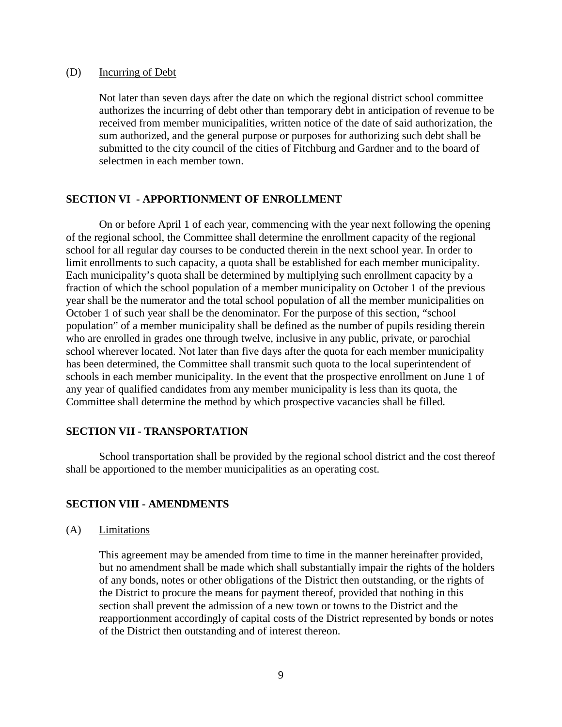(D) Incurring of Debt

Not later than seven days after the date on which the regional district school committee authorizes the incurring of debt other than temporary debt in anticipation of revenue to be received from member municipalities, written notice of the date of said authorization, the sum authorized, and the general purpose or purposes for authorizing such debt shall be submitted to the city council of the cities of Fitchburg and Gardner and to the board of selectmen in each member town.

## SECTION VI - APPORTIONMENT OF ENROLLMENT

On or before April 1 of each year, commencing with the year next following the opening of the regional school, the Committee shall determine the enrollment capacity of the regional school for all regular day courses to be conducted therein in the next school year. In order to limit enrollments to such capacity, a quota shall be established for each member municipality. Each municipality's quota shall be determined by multiplying such enrollment capacity by a fraction of which the school population of a member municipality on October 1 of the previous year shall be the numerator and the total school population of all the member municipalities on October 1 of such year shall be the denominator. For the purpose of this section, "school population" of a member municipality shall be defined as the number of pupils residing therein who are enrolled in grades one through twelve, inclusive in any public, private, or parochial school wherever located. Not later than five days after the quota for each member municipality has been determined, the Committee shall transmit such quota to the local superintendent of schools in each member municipality. In the event that the prospective enrollment on June 1 of any year of qualified candidates from any member municipality is less than its quota, the Committee shall determine the method by which prospective vacancies shall be filled.

## SECTION VII - TRANSPORTATION

School transportation shall be provided by the regional school district and the cost thereof shall be apportioned to the member municipalities as an operating cost.

## SECTION VIII - AMENDMENTS

(A) Limitations

This agreement may be amended from time to time in the manner hereinafter provided, but no amendment shall be made which shall substantially impair the rights of the holders of any bonds, notes or other obligations of the District then outstanding, or the rights of the District to procure the means for payment thereof, provided that nothing in this section shall prevent the admission of a new town or towns to the District and the reapportionment accordingly of capital costs of the District represented by bonds or notes of the District then outstanding and of interest thereon.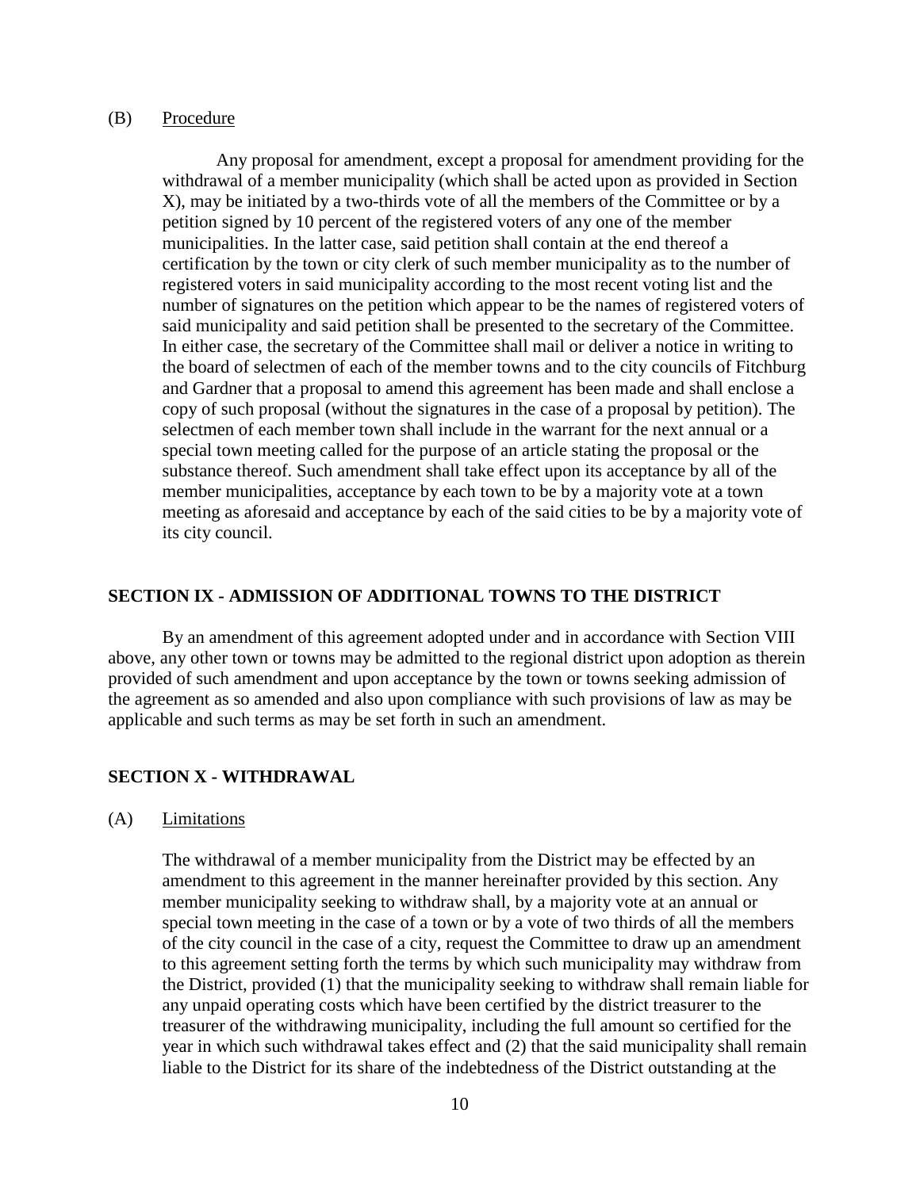(B) Procedure

Any proposal for amendment, except a proposal for amendment providing for the withdrawal of a member municipality (which shall be acted upon as provided in Section X), may be initiated by a two-thirds vote of all the members of the Committee or by a petition signed by 10 percent of the registered voters of any one of the member municipalities. In the latter case, said petition shall contain at the end thereof a certification by the town or city clerk of such member municipality as to the number of registered voters in said municipality according to the most recent voting list and the number of signatures on the petition which appear to be the names of registered voters of said municipality and said petition shall be presented to the secretary of the Committee. In either case, the secretary of the Committee shall mail or deliver a notice in writing to the board of selectmen of each of the member towns and to the city councils of Fitchburg and Gardner that a proposal to amend this agreement has been made and shall enclose a copy of such proposal (without the signatures in the case of a proposal by petition). The selectmen of each member town shall include in the warrant for the next annual or a special town meeting called for the purpose of an article stating the proposal or the substance thereof. Such amendment shall take effect upon its acceptance by all of the member municipalities, acceptance by each town to be by a majority vote at a town meeting as aforesaid and acceptance by each of the said cities to be by a majority vote of its city council.

## SECTION IX - ADMISSION OF ADDITIONAL TOWNS TO THE DISTRICT

By an amendment of this agreement adopted under and in accordance with Section VIII above, any other town or towns may be admitted to the regional district upon adoption as therein provided of such amendment and upon acceptance by the town or towns seeking admission of the agreement as so amended and also upon compliance with such provisions of law as may be applicable and such terms as may be set forth in such an amendment.

## SECTION X - WITHDRAWAL

(A) Limitations

The withdrawal of a member municipality from the District may be effected by an amendment to this agreement in the manner hereinafter provided by this section. Any member municipality seeking to withdraw shall, by a majority vote at an annual or special town meeting in the case of a town or by a vote of two thirds of all the members of the city council in the case of a city, request the Committee to draw up an amendment to this agreement setting forth the terms by which such municipality may withdraw from the District, provided (1) that the municipality seeking to withdraw shall remain liable for any unpaid operating costs which have been certified by the district treasurer to the treasurer of the withdrawing municipality, including the full amount so certified for the year in which such withdrawal takes effect and (2) that the said municipality shall remain liable to the District for its share of the indebtedness of the District outstanding at the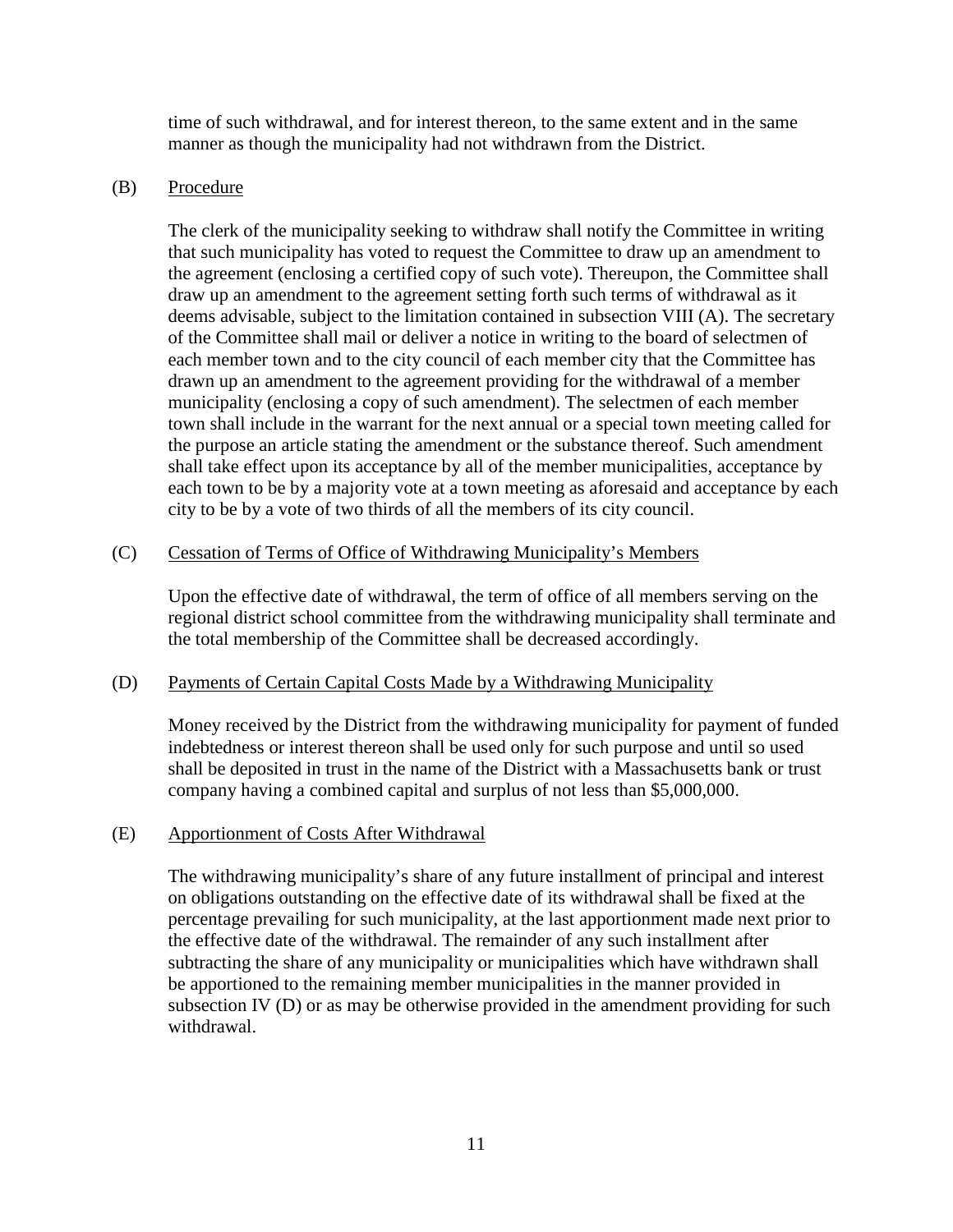time of such withdrawal, and for interest thereon, to the same extent and in the same manner as though the municipality had not withdrawn from the District.

(B) Procedure

The clerk of the municipality seeking to withdraw shall notify the Committee in writing that such municipality has voted to request the Committee to draw up an amendment to the agreement (enclosing a certified copy of such vote). Thereupon, the Committee shall draw up an amendment to the agreement setting forth such terms of withdrawal as it deems advisable, subject to the limitation contained in subsection VIII (A). The secretary of the Committee shall mail or deliver a notice in writing to the board of selectmen of each member town and to the city council of each member city that the Committee has drawn up an amendment to the agreement providing for the withdrawal of a member municipality (enclosing a copy of such amendment). The selectmen of each member town shall include in the warrant for the next annual or a special town meeting called for the purpose an article stating the amendment or the substance thereof. Such amendment shall take effect upon its acceptance by all of the member municipalities, acceptance by each town to be by a majority vote at a town meeting as aforesaid and acceptance by each city to be by a vote of two thirds of all the members of its city council.

(C) Cessation of Terms of Office of Withdrawing Municipality's Members

Upon the effective date of withdrawal, the term of office of all members serving on the regional district school committee from the withdrawing municipality shall terminate and the total membership of the Committee shall be decreased accordingly.

(D) Payments of Certain Capital Costs Made by a Withdrawing Municipality

Money received by the District from the withdrawing municipality for payment of funded indebtedness or interest thereon shall be used only for such purpose and until so used shall be deposited in trust in the name of the District with a Massachusetts bank or trust company having a combined capital and surplus of not less than $5,000,000.

(E) Apportionment of Costs After Withdrawal

The withdrawing municipality's share of any future installment of principal and interest on obligations outstanding on the effective date of its withdrawal shall be fixed at the percentage prevailing for such municipality, at the last apportionment made next prior to the effective date of the withdrawal. The remainder of any such installment after subtracting the share of any municipality or municipalities which have withdrawn shall be apportioned to the remaining member municipalities in the manner provided in subsection IV (D) or as may be otherwise provided in the amendment providing for such withdrawal.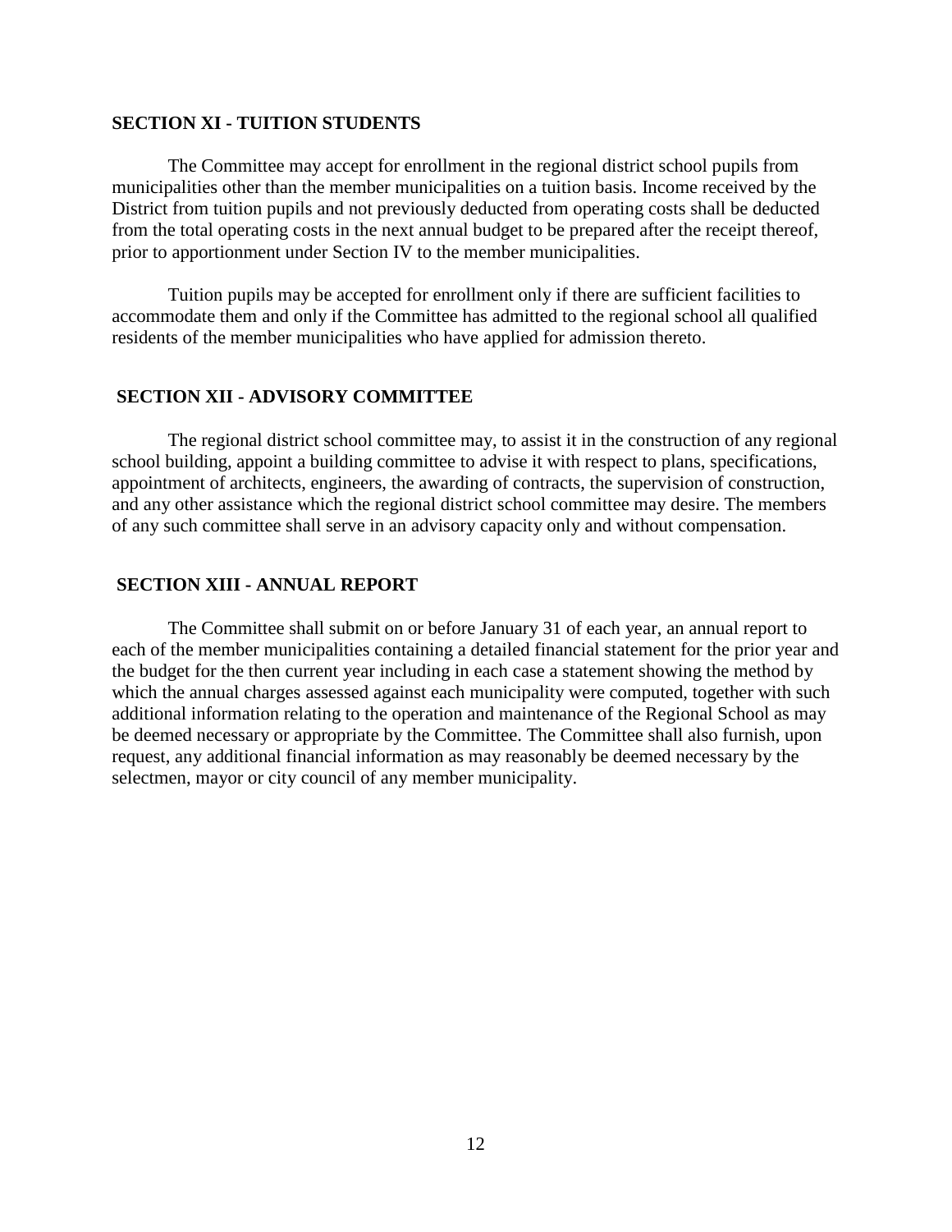## SECTION XI - TUITION STUDENTS

The Committee may accept for enrollment in the regional district school pupils from municipalities other than the member municipalities on a tuition basis. Income received by the District from tuition pupils and not previously deducted from operating costs shall be deducted from the total operating costs in the next annual budget to be prepared after the receipt thereof, prior to apportionment under Section IV to the member municipalities.

Tuition pupils may be accepted for enrollment only if there are sufficient facilities to accommodate them and only if the Committee has admitted to the regional school all qualified residents of the member municipalities who have applied for admission thereto.

## SECTION XII - ADVISORY COMMITTEE

The regional district school committee may, to assist it in the construction of any regional school building, appoint a building committee to advise it with respect to plans, specifications, appointment of architects, engineers, the awarding of contracts, the supervision of construction, and any other assistance which the regional district school committee may desire. The members of any such committee shall serve in an advisory capacity only and without compensation.

## SECTION XIII - ANNUAL REPORT

The Committee shall submit on or before January 31 of each year, an annual report to each of the member municipalities containing a detailed financial statement for the prior year and the budget for the then current year including in each case a statement showing the method by which the annual charges assessed against each municipality were computed, together with such additional information relating to the operation and maintenance of the Regional School as may be deemed necessary or appropriate by the Committee. The Committee shall also furnish, upon request, any additional financial information as may reasonably be deemed necessary by the selectmen, mayor or city council of any member municipality.